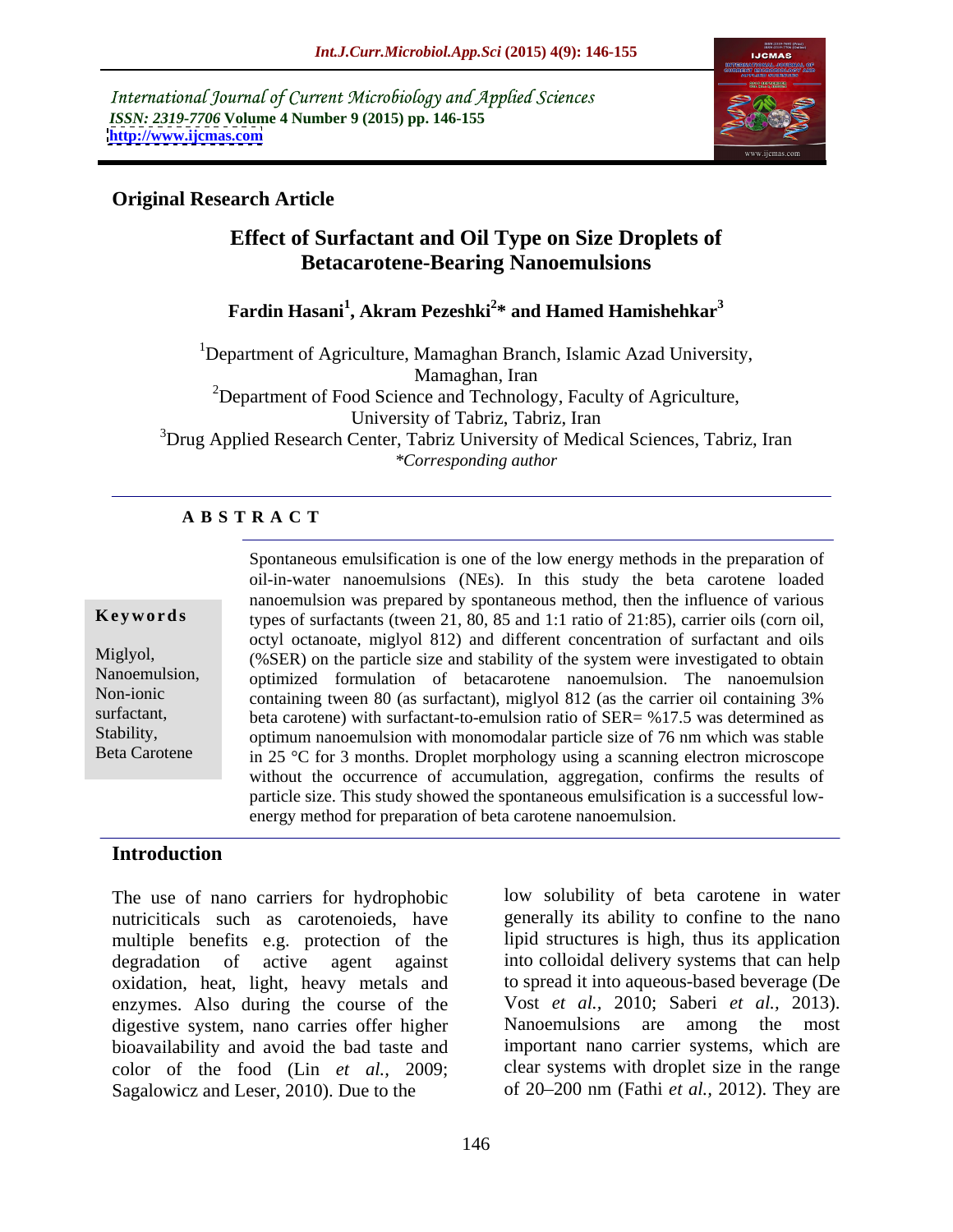International Journal of Current Microbiology and Applied Sciences
*ISSN: 2319-7706* **Volume 4 Number 9 (2015) pp. 146-155**
**http://www.ijcmas.com**

**Original Research Article**

# Effect of Surfactant and Oil Type on Size Droplets of Betacarotene-Bearing Nanoemulsions

**Fardin Hasani[1], Akram Pezeshki[2]\* and Hamed Hamishehkar[3]**

[1]Department of Agriculture, Mamaghan Branch, Islamic Azad University, Mamaghan, Iran
[2]Department of Food Science and Technology, Faculty of Agriculture, University of Tabriz, Tabriz, Iran
[3]Drug Applied Research Center, Tabriz University of Medical Sciences, Tabriz, Iran
*\*Corresponding author*

## ABSTRACT

**Keywords**

Miglyol, Nanoemulsion, Non-ionic surfactant, Stability, Beta Carotene

Spontaneous emulsification is one of the low energy methods in the preparation of oil-in-water nanoemulsions (NEs). In this study the beta carotene loaded nanoemulsion was prepared by spontaneous method, then the influence of various types of surfactants (tween 21, 80, 85 and 1:1 ratio of 21:85), carrier oils (corn oil, octyl octanoate, miglyol 812) and different concentration of surfactant and oils (%SER) on the particle size and stability of the system were investigated to obtain optimized formulation of betacarotene nanoemulsion. The nanoemulsion containing tween 80 (as surfactant), miglyol 812 (as the carrier oil containing 3% beta carotene) with surfactant-to-emulsion ratio of SER= %17.5 was determined as optimum nanoemulsion with monomodalar particle size of 76 nm which was stable in 25 °C for 3 months. Droplet morphology using a scanning electron microscope without the occurrence of accumulation, aggregation, confirms the results of particle size. This study showed the spontaneous emulsification is a successful low-energy method for preparation of beta carotene nanoemulsion.

## Introduction

The use of nano carriers for hydrophobic nutriciticals such as carotenoieds, have multiple benefits e.g. protection of the degradation of active agent against oxidation, heat, light, heavy metals and enzymes. Also during the course of the digestive system, nano carries offer higher bioavailability and avoid the bad taste and color of the food (Lin *et al.*, 2009; Sagalowicz and Leser, 2010). Due to the low solubility of beta carotene in water generally its ability to confine to the nano lipid structures is high, thus its application into colloidal delivery systems that can help to spread it into aqueous-based beverage (De Vost *et al.*, 2010; Saberi *et al.*, 2013). Nanoemulsions are among the most important nano carrier systems, which are clear systems with droplet size in the range of 20–200 nm (Fathi *et al.*, 2012). They are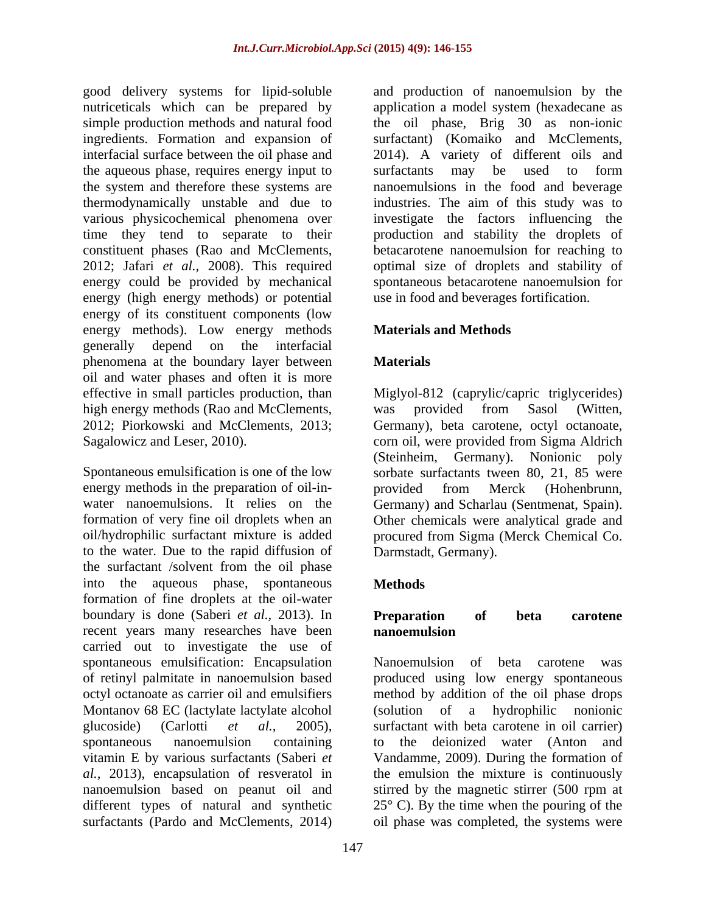good delivery systems for lipid-soluble nutriceticals which can be prepared by simple production methods and natural food ingredients. Formation and expansion of interfacial surface between the oil phase and the aqueous phase, requires energy input to the system and therefore these systems are thermodynamically unstable and due to various physicochemical phenomena over time they tend to separate to their constituent phases (Rao and McClements, 2012; Jafari *et al.*, 2008). This required energy could be provided by mechanical energy (high energy methods) or potential energy of its constituent components (low energy methods). Low energy methods generally depend on the interfacial phenomena at the boundary layer between oil and water phases and often it is more effective in small particles production, than high energy methods (Rao and McClements, 2012; Piorkowski and McClements, 2013; Sagalowicz and Leser, 2010).

Spontaneous emulsification is one of the low energy methods in the preparation of oil-in-water nanoemulsions. It relies on the formation of very fine oil droplets when an oil/hydrophilic surfactant mixture is added to the water. Due to the rapid diffusion of the surfactant /solvent from the oil phase into the aqueous phase, spontaneous formation of fine droplets at the oil-water boundary is done (Saberi *et al.*, 2013). In recent years many researches have been carried out to investigate the use of spontaneous emulsification: Encapsulation of retinyl palmitate in nanoemulsion based octyl octanoate as carrier oil and emulsifiers Montanov 68 EC (lactylate lactylate alcohol glucoside) (Carlotti *et al.*, 2005), spontaneous nanoemulsion containing vitamin E by various surfactants (Saberi *et al.*, 2013), encapsulation of resveratol in nanoemulsion based on peanut oil and different types of natural and synthetic surfactants (Pardo and McClements, 2014) and production of nanoemulsion by the application a model system (hexadecane as the oil phase, Brig 30 as non-ionic surfactant) (Komaiko and McClements, 2014). A variety of different oils and surfactants may be used to form nanoemulsions in the food and beverage industries. The aim of this study was to investigate the factors influencing the production and stability the droplets of betacarotene nanoemulsion for reaching to optimal size of droplets and stability of spontaneous betacarotene nanoemulsion for use in food and beverages fortification.

## Materials and Methods

### Materials

Miglyol-812 (caprylic/capric triglycerides) was provided from Sasol (Witten, Germany), beta carotene, octyl octanoate, corn oil, were provided from Sigma Aldrich (Steinheim, Germany). Nonionic poly sorbate surfactants tween 80, 21, 85 were provided from Merck (Hohenbrunn, Germany) and Scharlau (Sentmenat, Spain). Other chemicals were analytical grade and procured from Sigma (Merck Chemical Co. Darmstadt, Germany).

### Methods

#### Preparation of beta carotene nanoemulsion

Nanoemulsion of beta carotene was produced using low energy spontaneous method by addition of the oil phase drops (solution of a hydrophilic nonionic surfactant with beta carotene in oil carrier) to the deionized water (Anton and Vandamme, 2009). During the formation of the emulsion the mixture is continuously stirred by the magnetic stirrer (500 rpm at 25° C). By the time when the pouring of the oil phase was completed, the systems were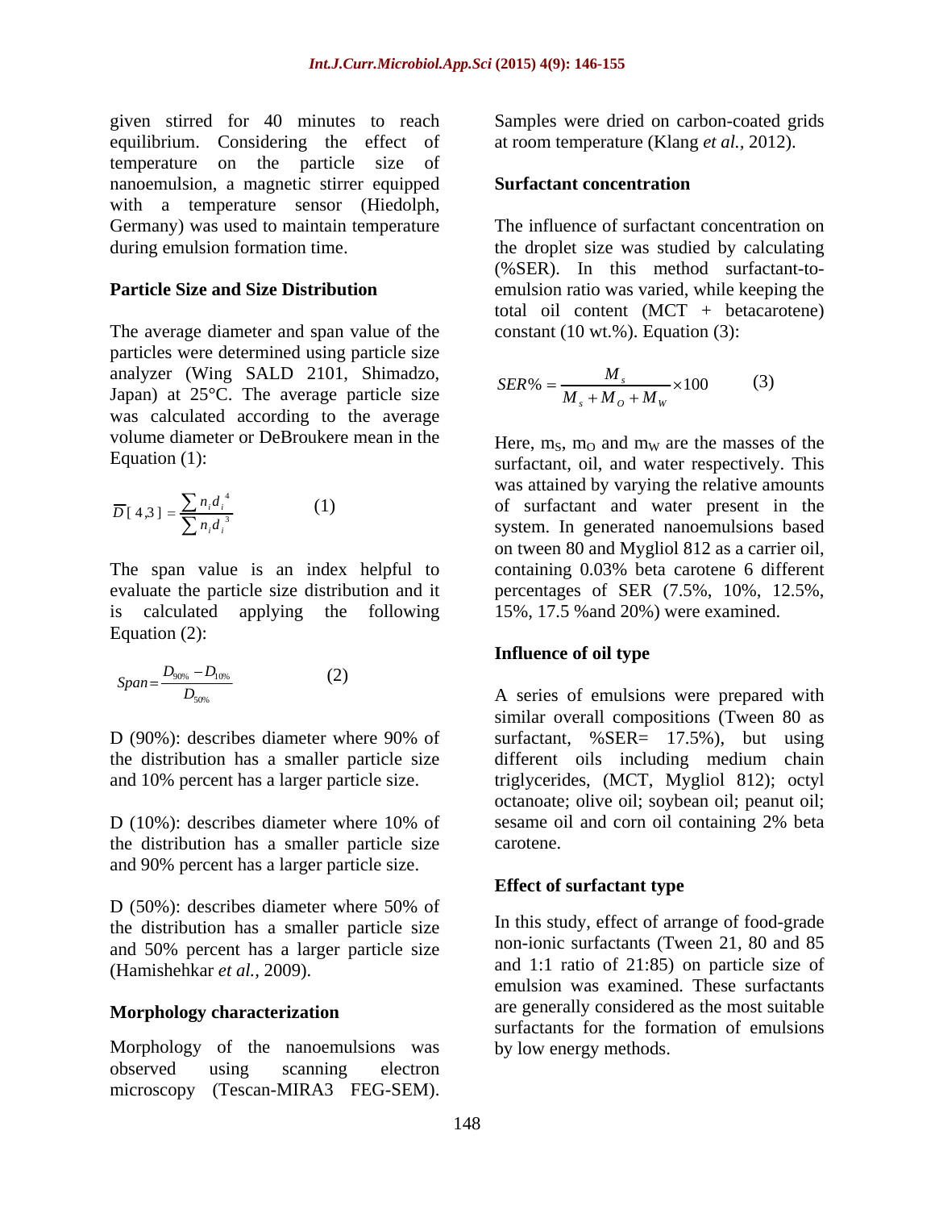given stirred for 40 minutes to reach equilibrium. Considering the effect of temperature on the particle size of nanoemulsion, a magnetic stirrer equipped with a temperature sensor (Hiedolph, Germany) was used to maintain temperature during emulsion formation time.

## Particle Size and Size Distribution

The average diameter and span value of the particles were determined using particle size analyzer (Wing SALD 2101, Shimadzo, Japan) at 25°C. The average particle size was calculated according to the average volume diameter or DeBroukere mean in the Equation (1):

$$\overline{D}[4,3] = \frac{\sum n_i d_i^4}{\sum n_i d_i^3} \qquad (1)$$

The span value is an index helpful to evaluate the particle size distribution and it is calculated applying the following Equation (2):

$$Span = \frac{D_{90\%} - D_{10\%}}{D_{50\%}} \qquad (2)$$

D (90%): describes diameter where 90% of the distribution has a smaller particle size and 10% percent has a larger particle size.

D (10%): describes diameter where 10% of the distribution has a smaller particle size and 90% percent has a larger particle size.

D (50%): describes diameter where 50% of the distribution has a smaller particle size and 50% percent has a larger particle size (Hamishehkar *et al.,* 2009).

## Morphology characterization

Morphology of the nanoemulsions was observed using scanning electron microscopy (Tescan-MIRA3 FEG-SEM). Samples were dried on carbon-coated grids at room temperature (Klang *et al.*, 2012).

## Surfactant concentration

The influence of surfactant concentration on the droplet size was studied by calculating (%SER). In this method surfactant-to-emulsion ratio was varied, while keeping the total oil content (MCT + betacarotene) constant (10 wt.%). Equation (3):

$$SER\% = \frac{M_s}{M_s + M_O + M_W} \times 100 \qquad (3)$$

Here, $m_S$, $m_O$ and $m_W$ are the masses of the surfactant, oil, and water respectively. This was attained by varying the relative amounts of surfactant and water present in the system. In generated nanoemulsions based on tween 80 and Mygliol 812 as a carrier oil, containing 0.03% beta carotene 6 different percentages of SER (7.5%, 10%, 12.5%, 15%, 17.5 %and 20%) were examined.

## Influence of oil type

A series of emulsions were prepared with similar overall compositions (Tween 80 as surfactant, %SER= 17.5%), but using different oils including medium chain triglycerides, (MCT, Mygliol 812); octyl octanoate; olive oil; soybean oil; peanut oil; sesame oil and corn oil containing 2% beta carotene.

## Effect of surfactant type

In this study, effect of arrange of food-grade non-ionic surfactants (Tween 21, 80 and 85 and 1:1 ratio of 21:85) on particle size of emulsion was examined. These surfactants are generally considered as the most suitable surfactants for the formation of emulsions by low energy methods.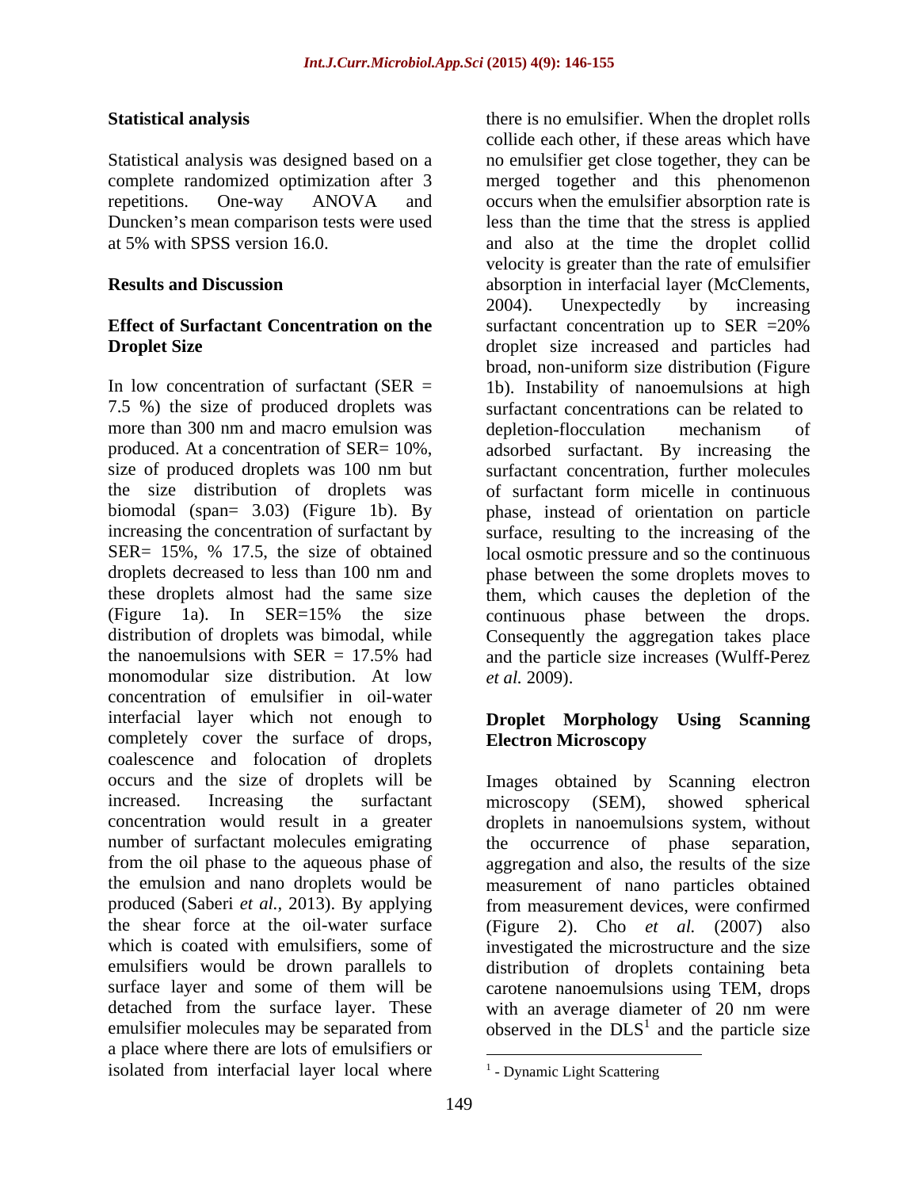## Statistical analysis

Statistical analysis was designed based on a complete randomized optimization after 3 repetitions. One-way ANOVA and Duncken's mean comparison tests were used at 5% with SPSS version 16.0.

## Results and Discussion

### Effect of Surfactant Concentration on the Droplet Size

In low concentration of surfactant (SER = 7.5 %) the size of produced droplets was more than 300 nm and macro emulsion was produced. At a concentration of SER= 10%, size of produced droplets was 100 nm but the size distribution of droplets was biomodal (span= 3.03) (Figure 1b). By increasing the concentration of surfactant by SER= 15%, % 17.5, the size of obtained droplets decreased to less than 100 nm and these droplets almost had the same size (Figure 1a). In SER=15% the size distribution of droplets was bimodal, while the nanoemulsions with SER = 17.5% had monomodular size distribution. At low concentration of emulsifier in oil-water interfacial layer which not enough to completely cover the surface of drops, coalescence and folocation of droplets occurs and the size of droplets will be increased. Increasing the surfactant concentration would result in a greater number of surfactant molecules emigrating from the oil phase to the aqueous phase of the emulsion and nano droplets would be produced (Saberi *et al.*, 2013). By applying the shear force at the oil-water surface which is coated with emulsifiers, some of emulsifiers would be drown parallels to surface layer and some of them will be detached from the surface layer. These emulsifier molecules may be separated from a place where there are lots of emulsifiers or isolated from interfacial layer local where there is no emulsifier. When the droplet rolls collide each other, if these areas which have no emulsifier get close together, they can be merged together and this phenomenon occurs when the emulsifier absorption rate is less than the time that the stress is applied and also at the time the droplet collid velocity is greater than the rate of emulsifier absorption in interfacial layer (McClements, 2004). Unexpectedly by increasing surfactant concentration up to SER =20% droplet size increased and particles had broad, non-uniform size distribution (Figure 1b). Instability of nanoemulsions at high surfactant concentrations can be related to depletion-flocculation mechanism of adsorbed surfactant. By increasing the surfactant concentration, further molecules of surfactant form micelle in continuous phase, instead of orientation on particle surface, resulting to the increasing of the local osmotic pressure and so the continuous phase between the some droplets moves to them, which causes the depletion of the continuous phase between the drops. Consequently the aggregation takes place and the particle size increases (Wulff-Perez *et al.* 2009).

### Droplet Morphology Using Scanning Electron Microscopy

Images obtained by Scanning electron microscopy (SEM), showed spherical droplets in nanoemulsions system, without the occurrence of phase separation, aggregation and also, the results of the size measurement of nano particles obtained from measurement devices, were confirmed (Figure 2). Cho *et al.* (2007) also investigated the microstructure and the size distribution of droplets containing beta carotene nanoemulsions using TEM, drops with an average diameter of 20 nm were observed in the DLS[1] and the particle size

[1] - Dynamic Light Scattering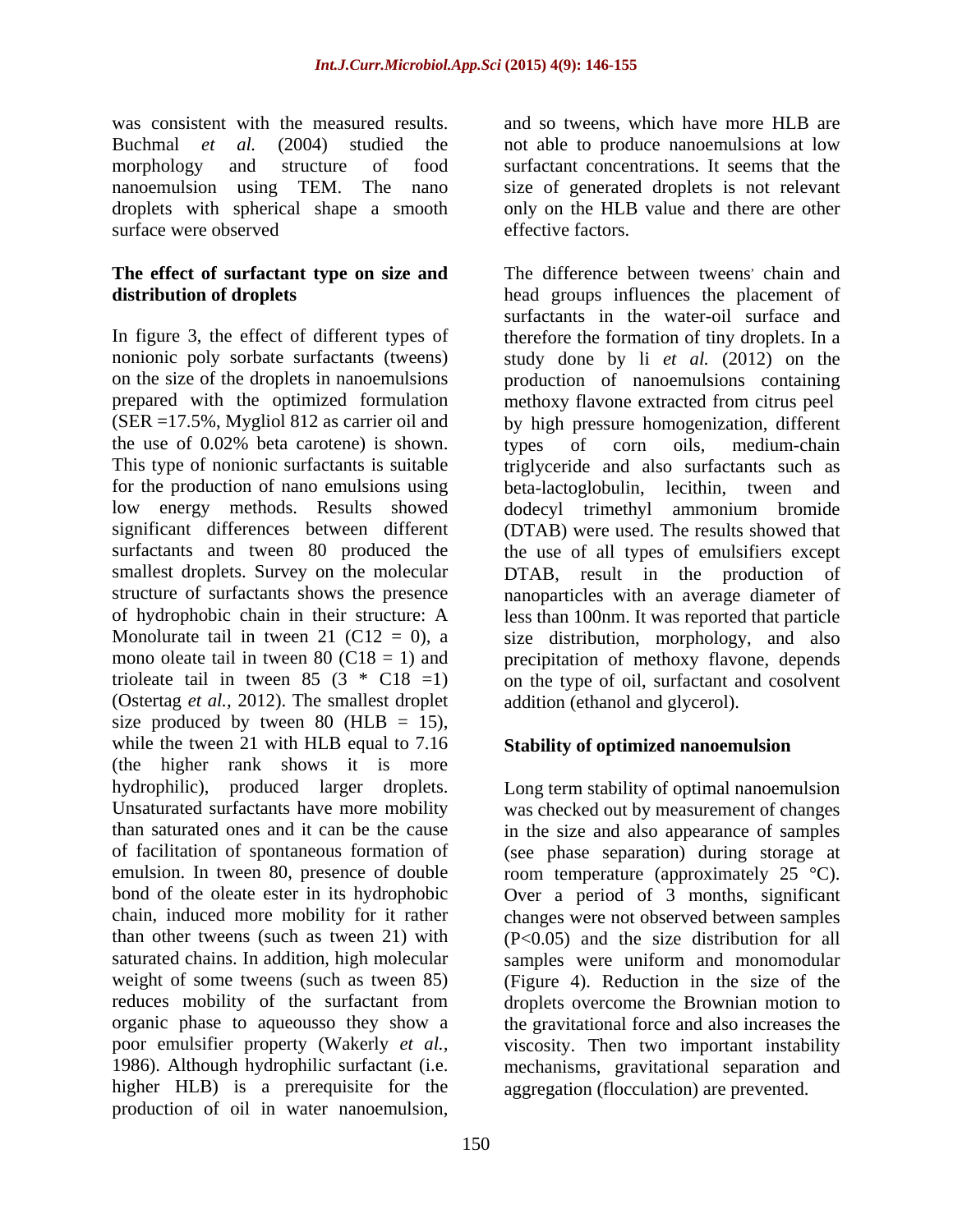was consistent with the measured results. Buchmal *et al.* (2004) studied the morphology and structure of food nanoemulsion using TEM. The nano droplets with spherical shape a smooth surface were observed

**The effect of surfactant type on size and distribution of droplets**

In figure 3, the effect of different types of nonionic poly sorbate surfactants (tweens) on the size of the droplets in nanoemulsions prepared with the optimized formulation (SER =17.5%, Mygliol 812 as carrier oil and the use of 0.02% beta carotene) is shown. This type of nonionic surfactants is suitable for the production of nano emulsions using low energy methods. Results showed significant differences between different surfactants and tween 80 produced the smallest droplets. Survey on the molecular structure of surfactants shows the presence of hydrophobic chain in their structure: A Monolurate tail in tween 21 (C12 = 0), a mono oleate tail in tween 80 (C18 = 1) and trioleate tail in tween 85 (3 * C18 =1) (Ostertag *et al.*, 2012). The smallest droplet size produced by tween 80 (HLB = 15), while the tween 21 with HLB equal to 7.16 (the higher rank shows it is more hydrophilic), produced larger droplets. Unsaturated surfactants have more mobility than saturated ones and it can be the cause of facilitation of spontaneous formation of emulsion. In tween 80, presence of double bond of the oleate ester in its hydrophobic chain, induced more mobility for it rather than other tweens (such as tween 21) with saturated chains. In addition, high molecular weight of some tweens (such as tween 85) reduces mobility of the surfactant from organic phase to aqueousso they show a poor emulsifier property (Wakerly *et al.*, 1986). Although hydrophilic surfactant (i.e. higher HLB) is a prerequisite for the production of oil in water nanoemulsion, and so tweens, which have more HLB are not able to produce nanoemulsions at low surfactant concentrations. It seems that the size of generated droplets is not relevant only on the HLB value and there are other effective factors.

The difference between tweens' chain and head groups influences the placement of surfactants in the water-oil surface and therefore the formation of tiny droplets. In a study done by li *et al.* (2012) on the production of nanoemulsions containing methoxy flavone extracted from citrus peel by high pressure homogenization, different types of corn oils, medium-chain triglyceride and also surfactants such as beta-lactoglobulin, lecithin, tween and dodecyl trimethyl ammonium bromide (DTAB) were used. The results showed that the use of all types of emulsifiers except DTAB, result in the production of nanoparticles with an average diameter of less than 100nm. It was reported that particle size distribution, morphology, and also precipitation of methoxy flavone, depends on the type of oil, surfactant and cosolvent addition (ethanol and glycerol).

**Stability of optimized nanoemulsion**

Long term stability of optimal nanoemulsion was checked out by measurement of changes in the size and also appearance of samples (see phase separation) during storage at room temperature (approximately 25 °C). Over a period of 3 months, significant changes were not observed between samples ($P<0.05$) and the size distribution for all samples were uniform and monomodular (Figure 4). Reduction in the size of the droplets overcome the Brownian motion to the gravitational force and also increases the viscosity. Then two important instability mechanisms, gravitational separation and aggregation (flocculation) are prevented.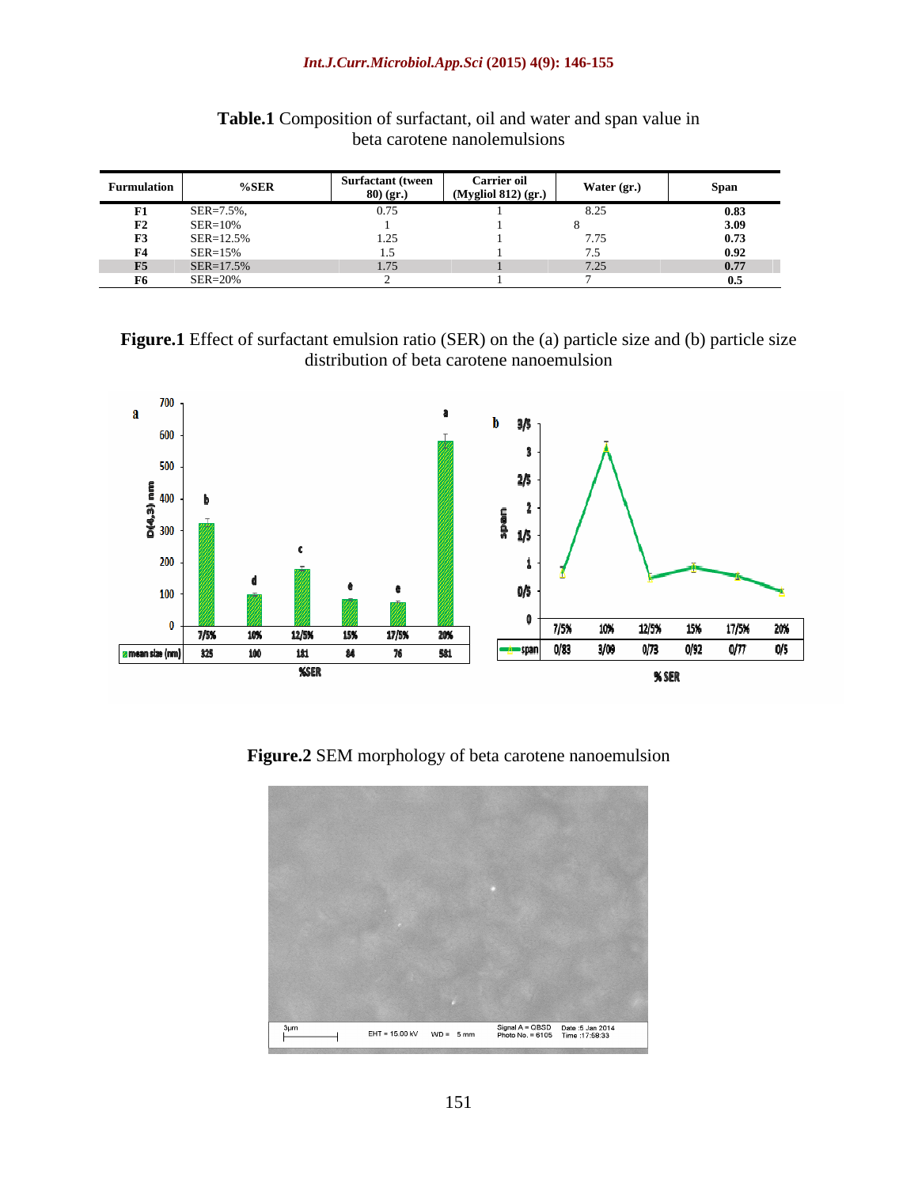**Table.1** Composition of surfactant, oil and water and span value in beta carotene nanolemulsions

| Furmulation | %SER | Surfactant (tween 80) (gr.) | Carrier oil (Mygliol 812) (gr.) | Water (gr.) | Span |
|---|---|---|---|---|---|
| **F1** | SER=7.5%, | 0.75 | 1 | 8.25 | **0.83** |
| **F2** | SER=10% | 1 | 1 | 8 | **3.09** |
| **F3** | SER=12.5% | 1.25 | 1 | 7.75 | **0.73** |
| **F4** | SER=15% | 1.5 | 1 | 7.5 | **0.92** |
| **F5** | SER=17.5% | 1.75 | 1 | 7.25 | **0.77** |
| **F6** | SER=20% | 2 | 1 | 7 | **0.5** |

**Figure.1** Effect of surfactant emulsion ratio (SER) on the (a) particle size and (b) particle size distribution of beta carotene nanoemulsion

| %SER | 7/5% | 10% | 12/5% | 15% | 17/5% | 20% |
|---|---|---|---|---|---|---|
| mean size (nm) | 325 | 100 | 181 | 84 | 76 | 581 |
| span | 0/83 | 3/09 | 0/73 | 0/92 | 0/77 | 0/5 |

**Figure.2** SEM morphology of beta carotene nanoemulsion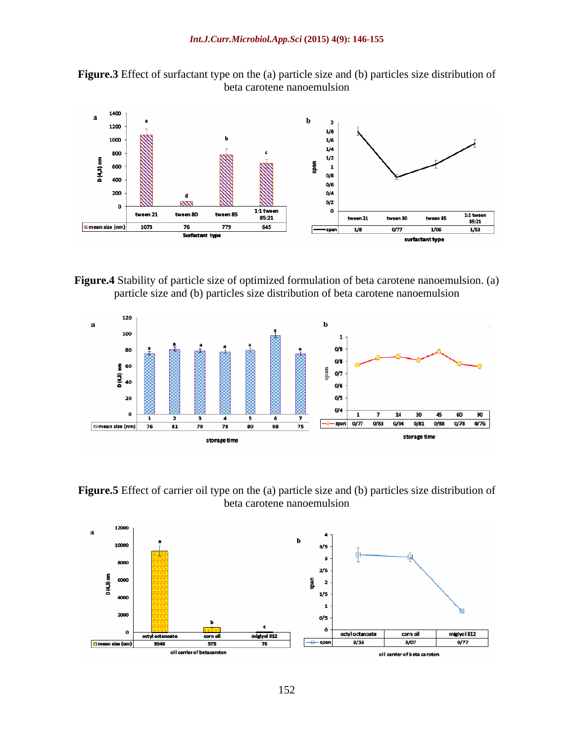**Figure.3** Effect of surfactant type on the (a) particle size and (b) particles size distribution of beta carotene nanoemulsion

**Figure.4** Stability of particle size of optimized formulation of beta carotene nanoemulsion. (a) particle size and (b) particles size distribution of beta carotene nanoemulsion

**Figure.5** Effect of carrier oil type on the (a) particle size and (b) particles size distribution of beta carotene nanoemulsion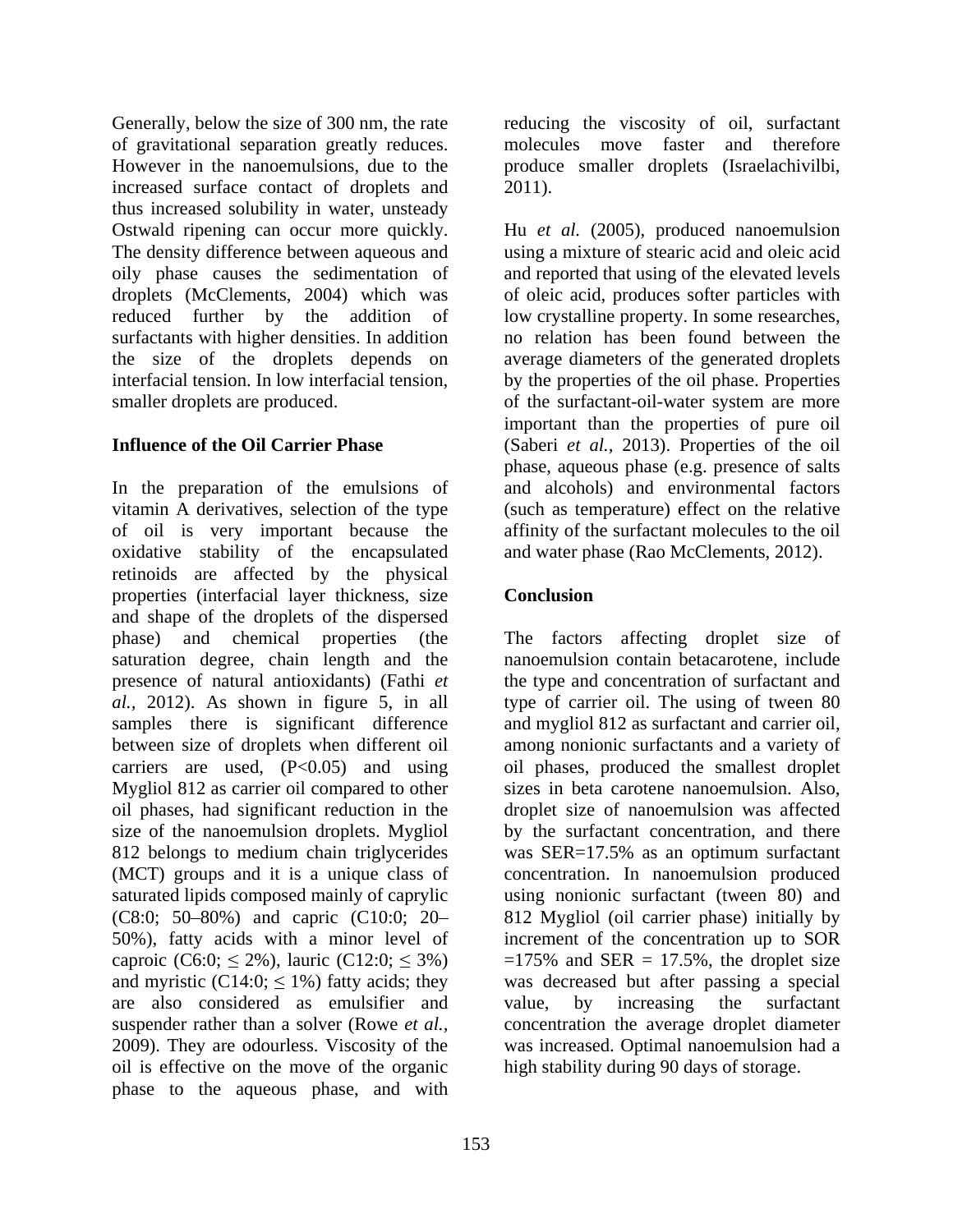Generally, below the size of 300 nm, the rate of gravitational separation greatly reduces. However in the nanoemulsions, due to the increased surface contact of droplets and thus increased solubility in water, unsteady Ostwald ripening can occur more quickly. The density difference between aqueous and oily phase causes the sedimentation of droplets (McClements, 2004) which was reduced further by the addition of surfactants with higher densities. In addition the size of the droplets depends on interfacial tension. In low interfacial tension, smaller droplets are produced.

## Influence of the Oil Carrier Phase

In the preparation of the emulsions of vitamin A derivatives, selection of the type of oil is very important because the oxidative stability of the encapsulated retinoids are affected by the physical properties (interfacial layer thickness, size and shape of the droplets of the dispersed phase) and chemical properties (the saturation degree, chain length and the presence of natural antioxidants) (Fathi *et al.,* 2012). As shown in figure 5, in all samples there is significant difference between size of droplets when different oil carriers are used, ($P<0.05$) and using Mygliol 812 as carrier oil compared to other oil phases, had significant reduction in the size of the nanoemulsion droplets. Mygliol 812 belongs to medium chain triglycerides (MCT) groups and it is a unique class of saturated lipids composed mainly of caprylic (C8:0; 50–80%) and capric (C10:0; 20–50%), fatty acids with a minor level of caproic (C6:0; $\leq$ 2%), lauric (C12:0; $\leq$ 3%) and myristic (C14:0; $\leq$ 1%) fatty acids; they are also considered as emulsifier and suspender rather than a solver (Rowe *et al.,* 2009). They are odourless. Viscosity of the oil is effective on the move of the organic phase to the aqueous phase, and with reducing the viscosity of oil, surfactant molecules move faster and therefore produce smaller droplets (Israelachivilbi, 2011).

Hu *et al.* (2005), produced nanoemulsion using a mixture of stearic acid and oleic acid and reported that using of the elevated levels of oleic acid, produces softer particles with low crystalline property. In some researches, no relation has been found between the average diameters of the generated droplets by the properties of the oil phase. Properties of the surfactant-oil-water system are more important than the properties of pure oil (Saberi *et al.,* 2013). Properties of the oil phase, aqueous phase (e.g. presence of salts and alcohols) and environmental factors (such as temperature) effect on the relative affinity of the surfactant molecules to the oil and water phase (Rao McClements, 2012).

## Conclusion

The factors affecting droplet size of nanoemulsion contain betacarotene, include the type and concentration of surfactant and type of carrier oil. The using of tween 80 and mygliol 812 as surfactant and carrier oil, among nonionic surfactants and a variety of oil phases, produced the smallest droplet sizes in beta carotene nanoemulsion. Also, droplet size of nanoemulsion was affected by the surfactant concentration, and there was SER=17.5% as an optimum surfactant concentration. In nanoemulsion produced using nonionic surfactant (tween 80) and 812 Mygliol (oil carrier phase) initially by increment of the concentration up to SOR =175% and SER = 17.5%, the droplet size was decreased but after passing a special value, by increasing the surfactant concentration the average droplet diameter was increased. Optimal nanoemulsion had a high stability during 90 days of storage.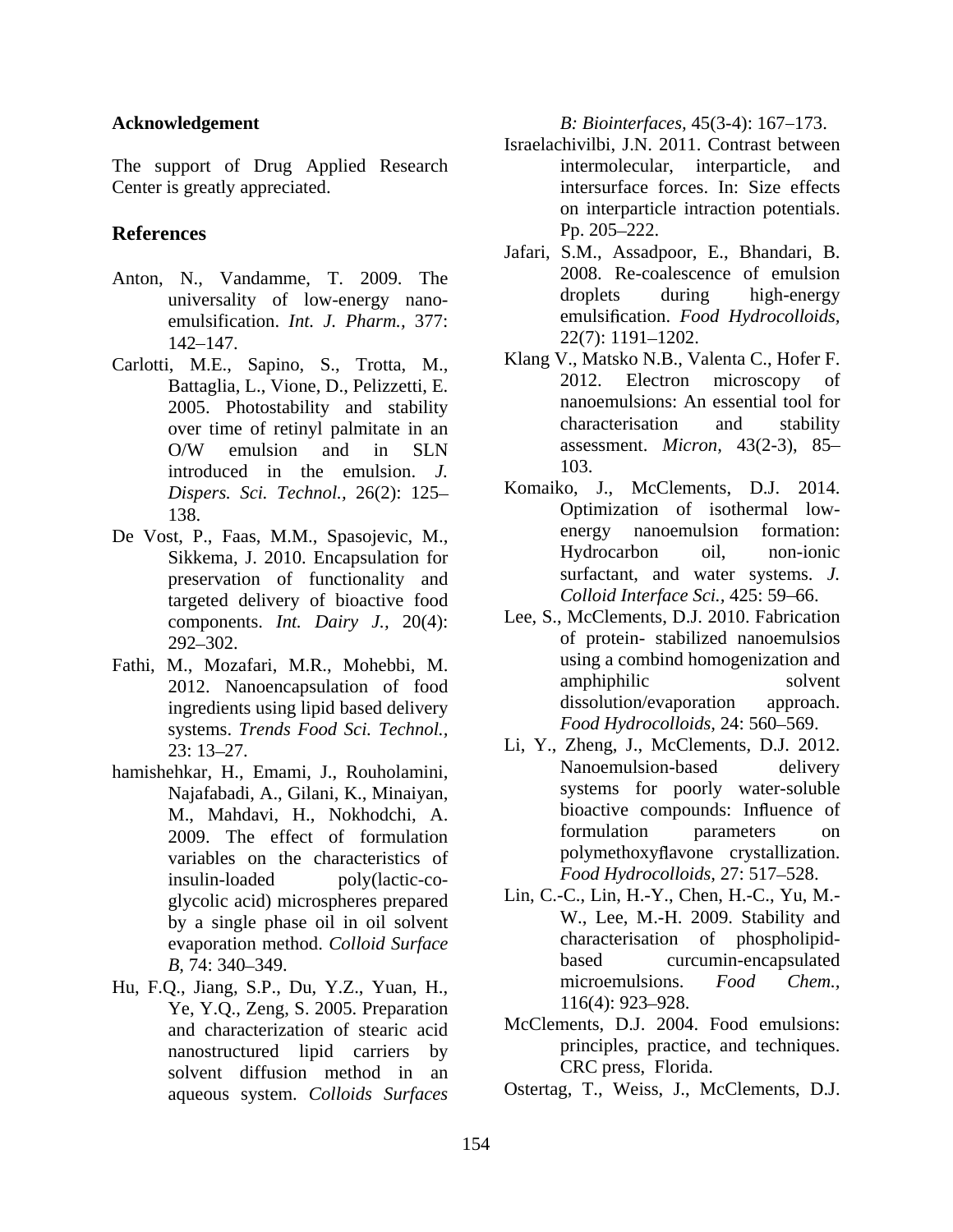## Acknowledgement

The support of Drug Applied Research Center is greatly appreciated.

## References

Anton, N., Vandamme, T. 2009. The universality of low-energy nano-emulsification. *Int. J. Pharm.,* 377: 142–147.

Carlotti, M.E., Sapino, S., Trotta, M., Battaglia, L., Vione, D., Pelizzetti, E. 2005. Photostability and stability over time of retinyl palmitate in an O/W emulsion and in SLN introduced in the emulsion. *J. Dispers. Sci. Technol.,* 26(2): 125–138.

De Vost, P., Faas, M.M., Spasojevic, M., Sikkema, J. 2010. Encapsulation for preservation of functionality and targeted delivery of bioactive food components. *Int. Dairy J.,* 20(4): 292–302.

Fathi, M., Mozafari, M.R., Mohebbi, M. 2012. Nanoencapsulation of food ingredients using lipid based delivery systems. *Trends Food Sci. Technol.,* 23: 13–27.

hamishehkar, H., Emami, J., Rouholamini, Najafabadi, A., Gilani, K., Minaiyan, M., Mahdavi, H., Nokhodchi, A. 2009. The effect of formulation variables on the characteristics of insulin-loaded poly(lactic-co-glycolic acid) microspheres prepared by a single phase oil in oil solvent evaporation method. *Colloid Surface B,* 74: 340–349.

Hu, F.Q., Jiang, S.P., Du, Y.Z., Yuan, H., Ye, Y.Q., Zeng, S. 2005. Preparation and characterization of stearic acid nanostructured lipid carriers by solvent diffusion method in an aqueous system. *Colloids Surfaces B: Biointerfaces,* 45(3-4): 167–173.

Israelachivilbi, J.N. 2011. Contrast between intermolecular, interparticle, and intersurface forces. In: Size effects on interparticle intraction potentials. Pp. 205–222.

Jafari, S.M., Assadpoor, E., Bhandari, B. 2008. Re-coalescence of emulsion droplets during high-energy emulsification. *Food Hydrocolloids,* 22(7): 1191–1202.

Klang V., Matsko N.B., Valenta C., Hofer F. 2012. Electron microscopy of nanoemulsions: An essential tool for characterisation and stability assessment. *Micron,* 43(2-3), 85–103.

Komaiko, J., McClements, D.J. 2014. Optimization of isothermal low-energy nanoemulsion formation: Hydrocarbon oil, non-ionic surfactant, and water systems. *J. Colloid Interface Sci.,* 425: 59–66.

Lee, S., McClements, D.J. 2010. Fabrication of protein- stabilized nanoemulsios using a combind homogenization and amphiphilic solvent dissolution/evaporation approach. *Food Hydrocolloids,* 24: 560–569.

Li, Y., Zheng, J., McClements, D.J. 2012. Nanoemulsion-based delivery systems for poorly water-soluble bioactive compounds: Influence of formulation parameters on polymethoxyflavone crystallization. *Food Hydrocolloids,* 27: 517–528.

Lin, C.-C., Lin, H.-Y., Chen, H.-C., Yu, M.-W., Lee, M.-H. 2009. Stability and characterisation of phospholipid-based curcumin-encapsulated microemulsions. *Food Chem.,* 116(4): 923–928.

McClements, D.J. 2004. Food emulsions: principles, practice, and techniques. CRC press, Florida.

Ostertag, T., Weiss, J., McClements, D.J.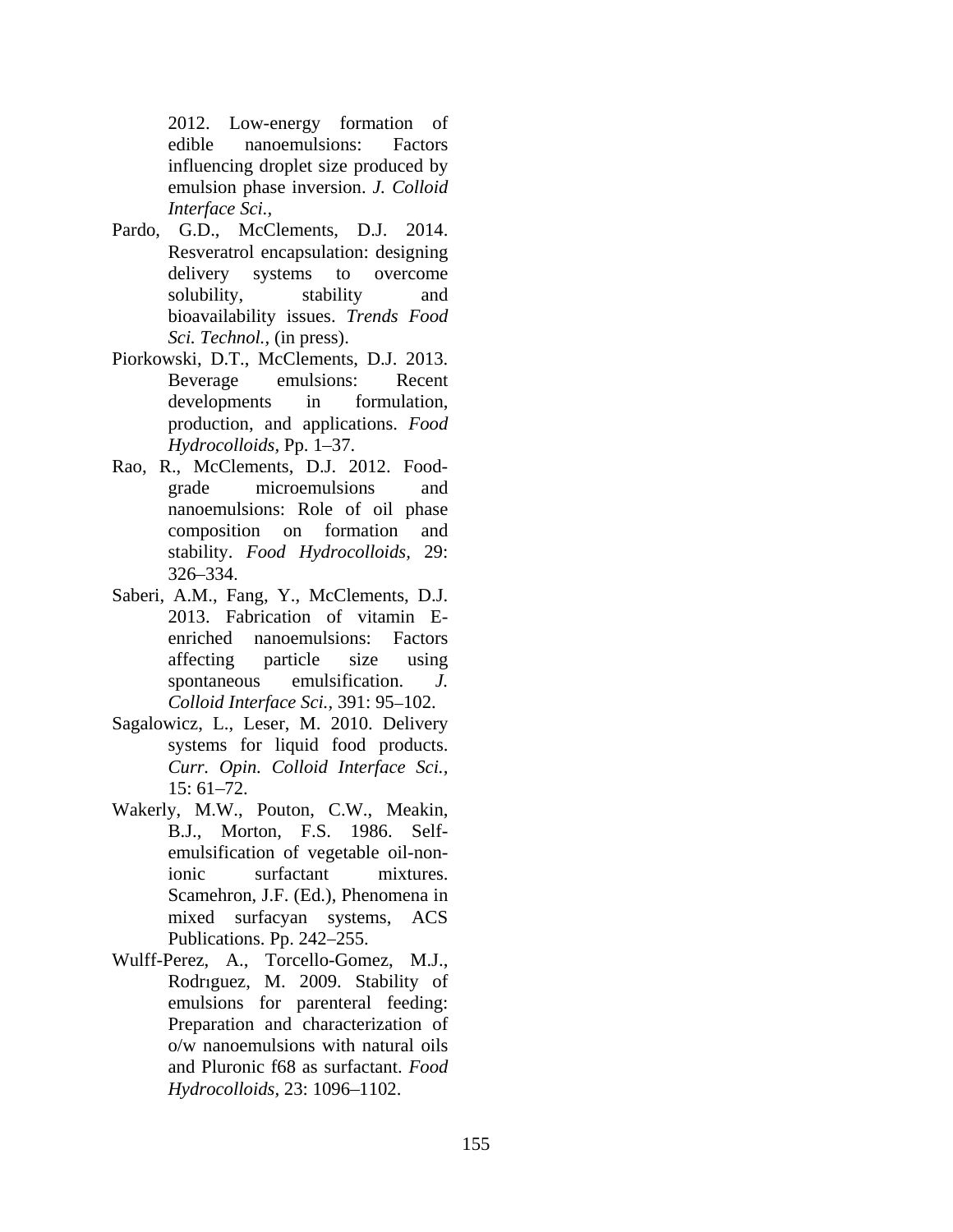2012. Low-energy formation of edible nanoemulsions: Factors influencing droplet size produced by emulsion phase inversion. *J. Colloid Interface Sci.*,

Pardo, G.D., McClements, D.J. 2014. Resveratrol encapsulation: designing delivery systems to overcome solubility, stability and bioavailability issues. *Trends Food Sci. Technol.*, (in press).

Piorkowski, D.T., McClements, D.J. 2013. Beverage emulsions: Recent developments in formulation, production, and applications. *Food Hydrocolloids*, Pp. 1–37.

Rao, R., McClements, D.J. 2012. Food-grade microemulsions and nanoemulsions: Role of oil phase composition on formation and stability. *Food Hydrocolloids*, 29: 326–334.

Saberi, A.M., Fang, Y., McClements, D.J. 2013. Fabrication of vitamin E-enriched nanoemulsions: Factors affecting particle size using spontaneous emulsification. *J. Colloid Interface Sci.*, 391: 95–102.

Sagalowicz, L., Leser, M. 2010. Delivery systems for liquid food products. *Curr. Opin. Colloid Interface Sci.*, 15: 61–72.

Wakerly, M.W., Pouton, C.W., Meakin, B.J., Morton, F.S. 1986. Self-emulsification of vegetable oil-non-ionic surfactant mixtures. Scamehron, J.F. (Ed.), Phenomena in mixed surfacyan systems, ACS Publications. Pp. 242–255.

Wulff-Perez, A., Torcello-Gomez, M.J., Rodrıguez, M. 2009. Stability of emulsions for parenteral feeding: Preparation and characterization of o/w nanoemulsions with natural oils and Pluronic f68 as surfactant. *Food Hydrocolloids*, 23: 1096–1102.